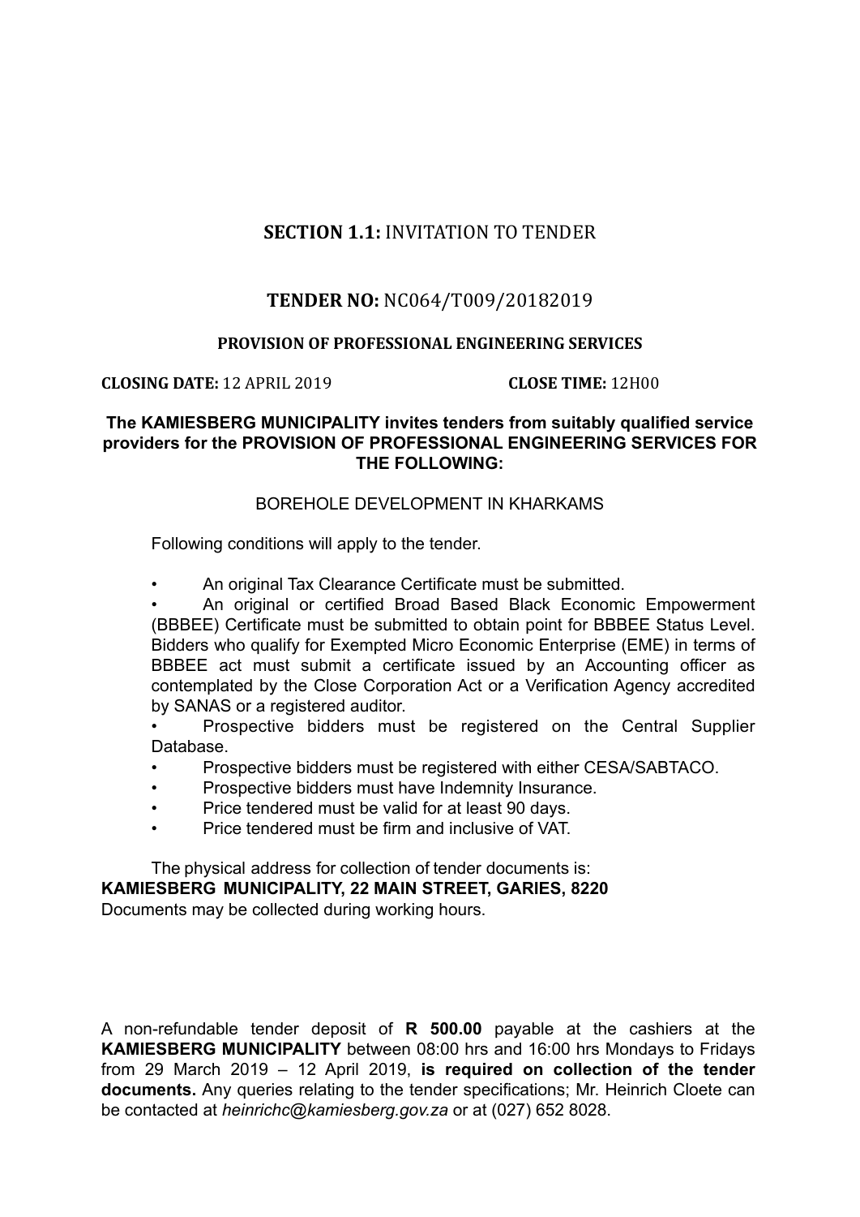## **SECTION 1.1:** INVITATION TO TENDER

## **TENDER NO:** NC064/T009/20182019

### PROVISION OF PROFESSIONAL ENGINEERING SERVICES

**CLOSING DATE:** 12 APRIL 2019 **CLOSE TIME:** 12H00

**The KAMIESBERG MUNICIPALITY invites tenders from suitably qualified service providers for the PROVISION OF PROFESSIONAL ENGINEERING SERVICES FOR THE FOLLOWING:**

BOREHOLE DEVELOPMENT IN KHARKAMS

Following conditions will apply to the tender.

- An original Tax Clearance Certificate must be submitted.
- An original or certified Broad Based Black Economic Empowerment (BBBEE) Certificate must be submitted to obtain point for BBBEE Status Level. Bidders who qualify for Exempted Micro Economic Enterprise (EME) in terms of BBBEE act must submit a certificate issued by an Accounting officer as contemplated by the Close Corporation Act or a Verification Agency accredited by SANAS or a registered auditor.
- Prospective bidders must be registered on the Central Supplier Database.
- Prospective bidders must be registered with either CESA/SABTACO.
- Prospective bidders must have Indemnity Insurance.
- Price tendered must be valid for at least 90 days.
- Price tendered must be firm and inclusive of VAT.

The physical address for collection of tender documents is:
**KAMIESBERG MUNICIPALITY, 22 MAIN STREET, GARIES, 8220**
Documents may be collected during working hours.

A non-refundable tender deposit of **R 500.00** payable at the cashiers at the **KAMIESBERG MUNICIPALITY** between 08:00 hrs and 16:00 hrs Mondays to Fridays from 29 March 2019 – 12 April 2019, **is required on collection of the tender documents.** Any queries relating to the tender specifications; Mr. Heinrich Cloete can be contacted at *heinrichc@kamiesberg.gov.za* or at (027) 652 8028.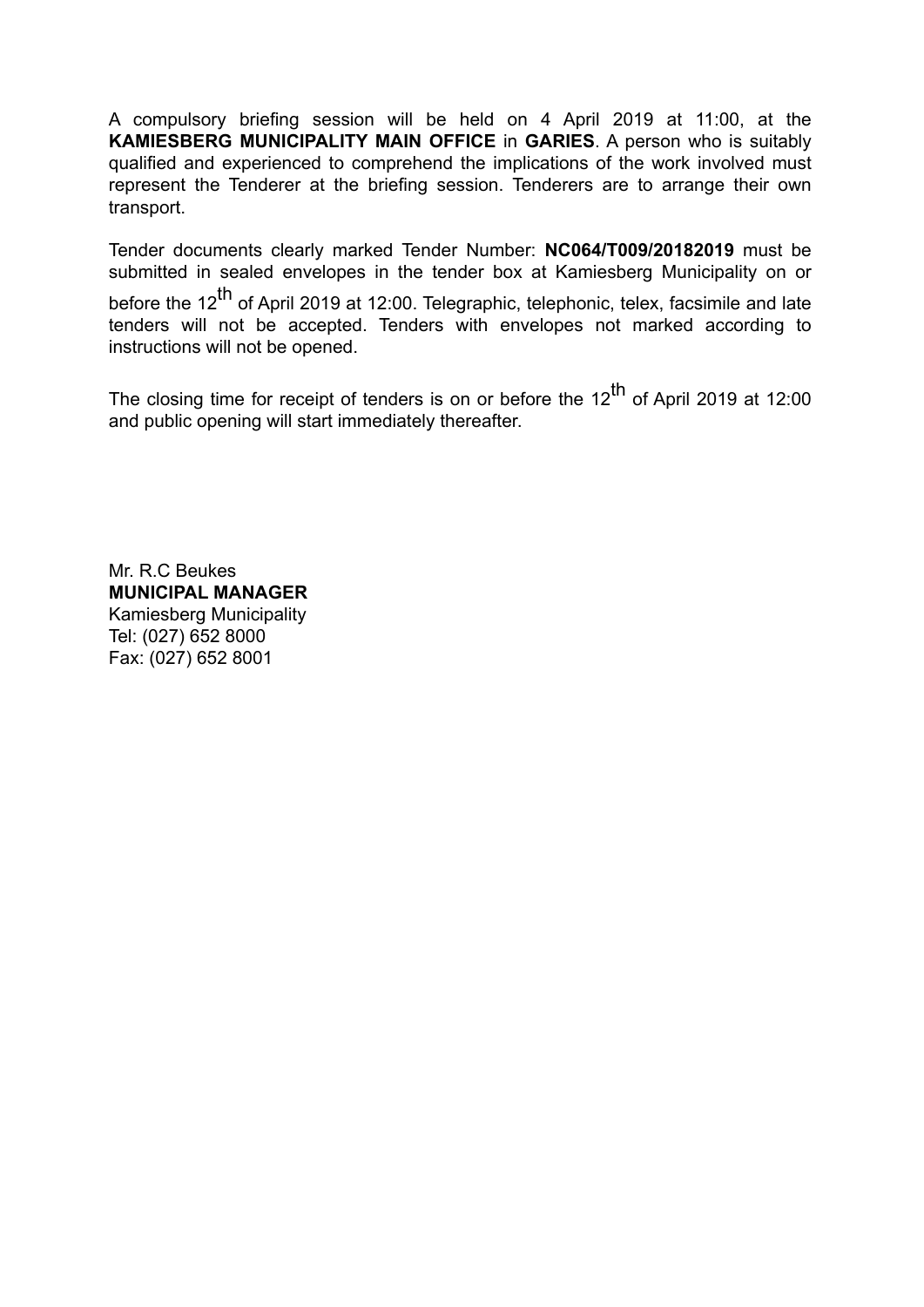A compulsory briefing session will be held on 4 April 2019 at 11:00, at the **KAMIESBERG MUNICIPALITY MAIN OFFICE** in **GARIES**. A person who is suitably qualified and experienced to comprehend the implications of the work involved must represent the Tenderer at the briefing session. Tenderers are to arrange their own transport.

Tender documents clearly marked Tender Number: **NC064/T009/20182019** must be submitted in sealed envelopes in the tender box at Kamiesberg Municipality on or before the 12th of April 2019 at 12:00. Telegraphic, telephonic, telex, facsimile and late tenders will not be accepted. Tenders with envelopes not marked according to instructions will not be opened.

The closing time for receipt of tenders is on or before the 12th of April 2019 at 12:00 and public opening will start immediately thereafter.

Mr. R.C Beukes  
**MUNICIPAL MANAGER**  
Kamiesberg Municipality  
Tel: (027) 652 8000  
Fax: (027) 652 8001